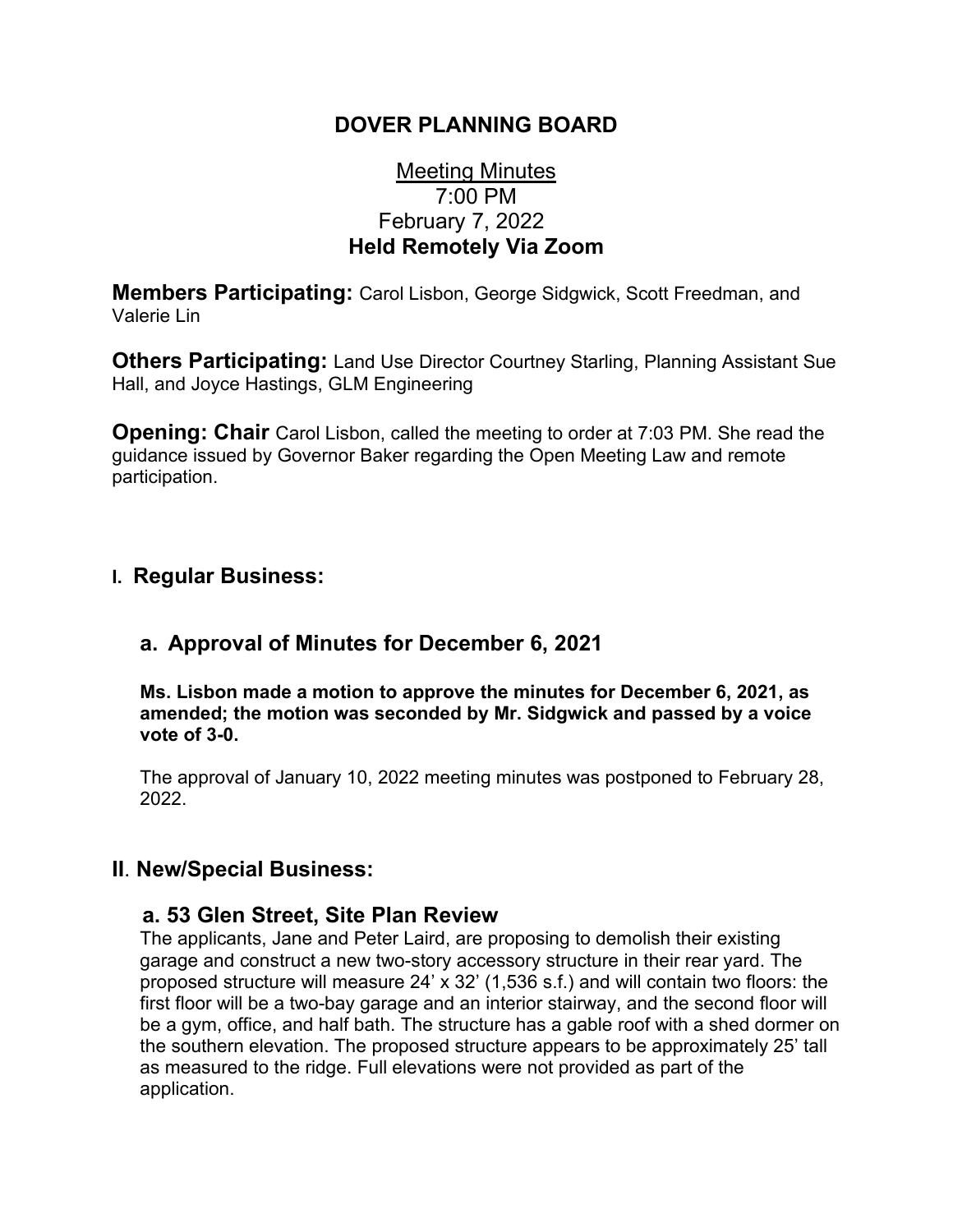# DOVER PLANNING BOARD

<u>Meeting Minutes</u>
7:00 PM
February 7, 2022
**Held Remotely Via Zoom**

**Members Participating:** Carol Lisbon, George Sidgwick, Scott Freedman, and Valerie Lin

**Others Participating:** Land Use Director Courtney Starling, Planning Assistant Sue Hall, and Joyce Hastings, GLM Engineering

**Opening: Chair** Carol Lisbon, called the meeting to order at 7:03 PM. She read the guidance issued by Governor Baker regarding the Open Meeting Law and remote participation.

## I. Regular Business:

### a. Approval of Minutes for December 6, 2021

**Ms. Lisbon made a motion to approve the minutes for December 6, 2021, as amended; the motion was seconded by Mr. Sidgwick and passed by a voice vote of 3-0.**

The approval of January 10, 2022 meeting minutes was postponed to February 28, 2022.

## II. New/Special Business:

### a. 53 Glen Street, Site Plan Review

The applicants, Jane and Peter Laird, are proposing to demolish their existing garage and construct a new two-story accessory structure in their rear yard. The proposed structure will measure 24' x 32' (1,536 s.f.) and will contain two floors: the first floor will be a two-bay garage and an interior stairway, and the second floor will be a gym, office, and half bath. The structure has a gable roof with a shed dormer on the southern elevation. The proposed structure appears to be approximately 25' tall as measured to the ridge. Full elevations were not provided as part of the application.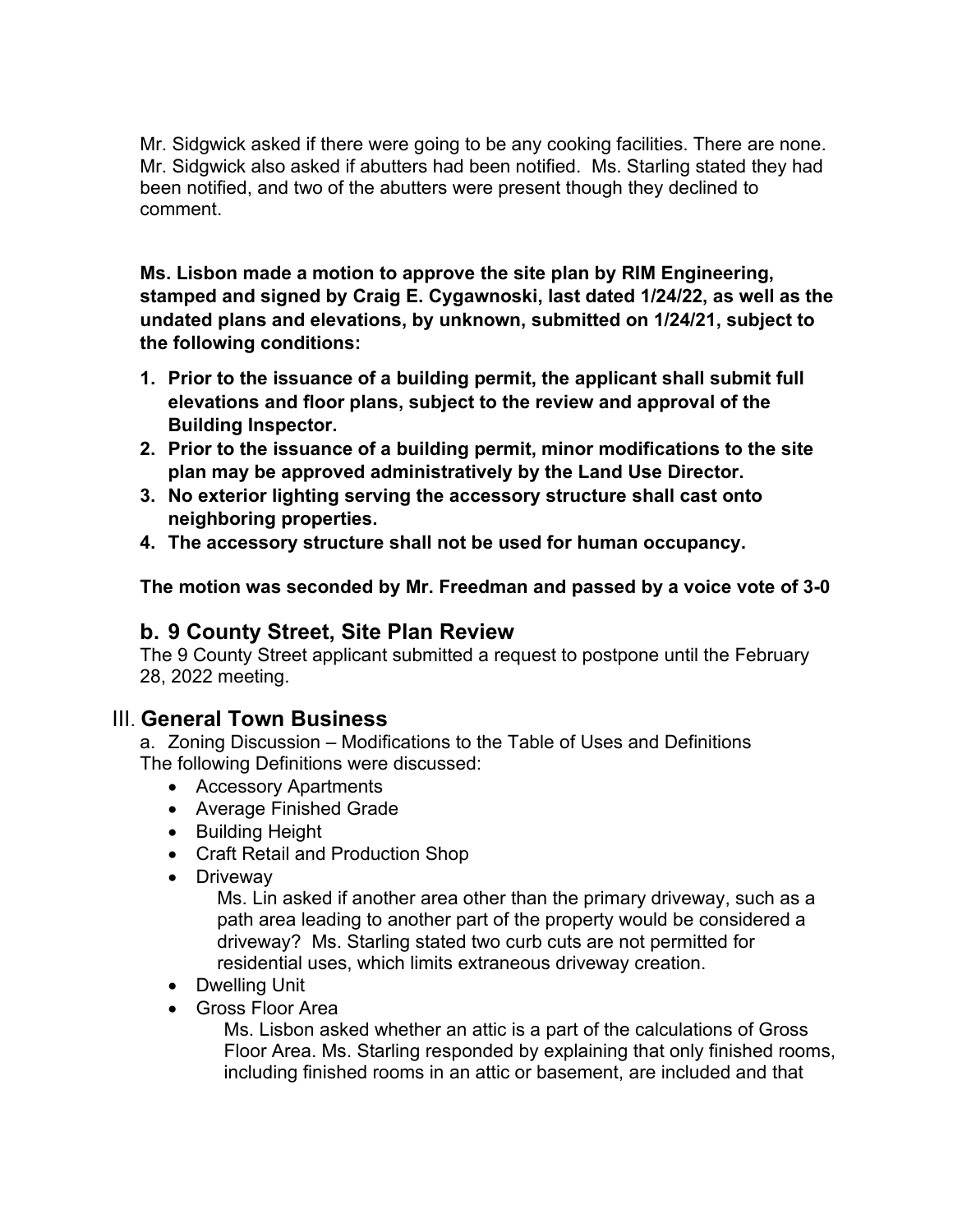Mr. Sidgwick asked if there were going to be any cooking facilities. There are none. Mr. Sidgwick also asked if abutters had been notified. Ms. Starling stated they had been notified, and two of the abutters were present though they declined to comment.

**Ms. Lisbon made a motion to approve the site plan by RIM Engineering, stamped and signed by Craig E. Cygawnoski, last dated 1/24/22, as well as the undated plans and elevations, by unknown, submitted on 1/24/21, subject to the following conditions:**

1. **Prior to the issuance of a building permit, the applicant shall submit full elevations and floor plans, subject to the review and approval of the Building Inspector.**
2. **Prior to the issuance of a building permit, minor modifications to the site plan may be approved administratively by the Land Use Director.**
3. **No exterior lighting serving the accessory structure shall cast onto neighboring properties.**
4. **The accessory structure shall not be used for human occupancy.**

**The motion was seconded by Mr. Freedman and passed by a voice vote of 3-0**

## b. 9 County Street, Site Plan Review

The 9 County Street applicant submitted a request to postpone until the February 28, 2022 meeting.

## III. General Town Business

a. Zoning Discussion – Modifications to the Table of Uses and Definitions
The following Definitions were discussed:

- Accessory Apartments
- Average Finished Grade
- Building Height
- Craft Retail and Production Shop
- Driveway

  Ms. Lin asked if another area other than the primary driveway, such as a path area leading to another part of the property would be considered a driveway? Ms. Starling stated two curb cuts are not permitted for residential uses, which limits extraneous driveway creation.
- Dwelling Unit
- Gross Floor Area

  Ms. Lisbon asked whether an attic is a part of the calculations of Gross Floor Area. Ms. Starling responded by explaining that only finished rooms, including finished rooms in an attic or basement, are included and that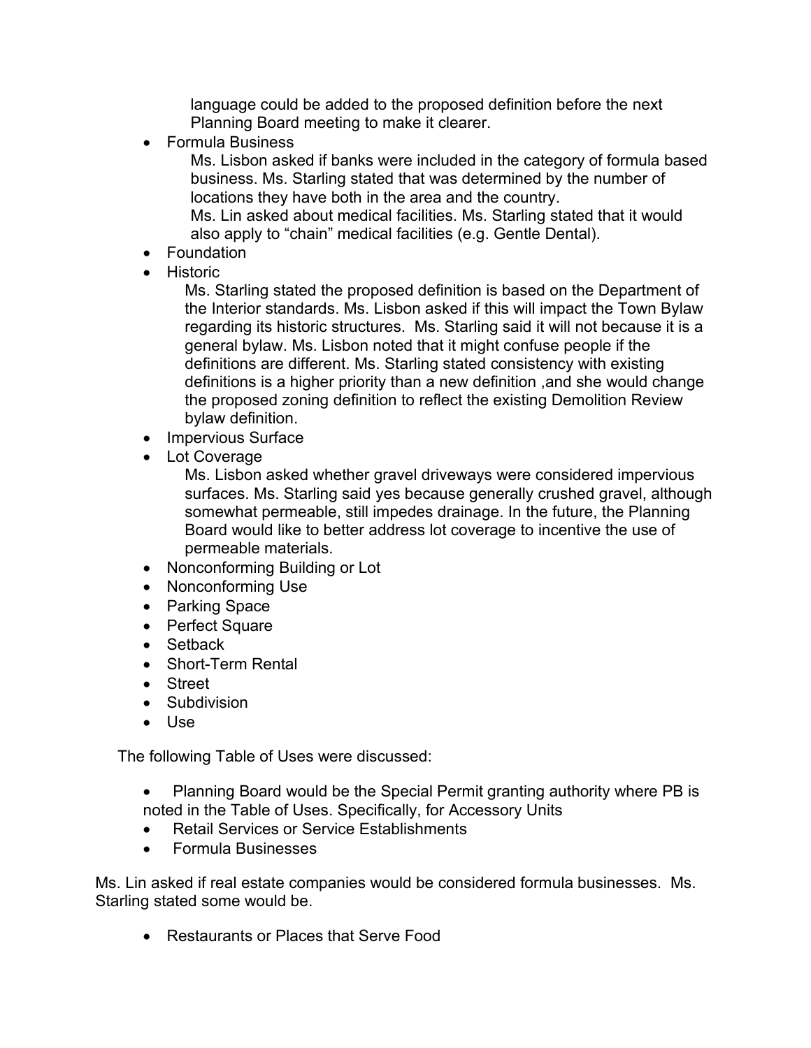language could be added to the proposed definition before the next Planning Board meeting to make it clearer.

- Formula Business

  Ms. Lisbon asked if banks were included in the category of formula based business. Ms. Starling stated that was determined by the number of locations they have both in the area and the country.

  Ms. Lin asked about medical facilities. Ms. Starling stated that it would also apply to "chain" medical facilities (e.g. Gentle Dental).

- Foundation
- Historic

  Ms. Starling stated the proposed definition is based on the Department of the Interior standards. Ms. Lisbon asked if this will impact the Town Bylaw regarding its historic structures. Ms. Starling said it will not because it is a general bylaw. Ms. Lisbon noted that it might confuse people if the definitions are different. Ms. Starling stated consistency with existing definitions is a higher priority than a new definition ,and she would change the proposed zoning definition to reflect the existing Demolition Review bylaw definition.

- Impervious Surface
- Lot Coverage

  Ms. Lisbon asked whether gravel driveways were considered impervious surfaces. Ms. Starling said yes because generally crushed gravel, although somewhat permeable, still impedes drainage. In the future, the Planning Board would like to better address lot coverage to incentive the use of permeable materials.

- Nonconforming Building or Lot
- Nonconforming Use
- Parking Space
- Perfect Square
- Setback
- Short-Term Rental
- Street
- Subdivision
- Use

The following Table of Uses were discussed:

- Planning Board would be the Special Permit granting authority where PB is noted in the Table of Uses. Specifically, for Accessory Units
- Retail Services or Service Establishments
- Formula Businesses

Ms. Lin asked if real estate companies would be considered formula businesses. Ms. Starling stated some would be.

- Restaurants or Places that Serve Food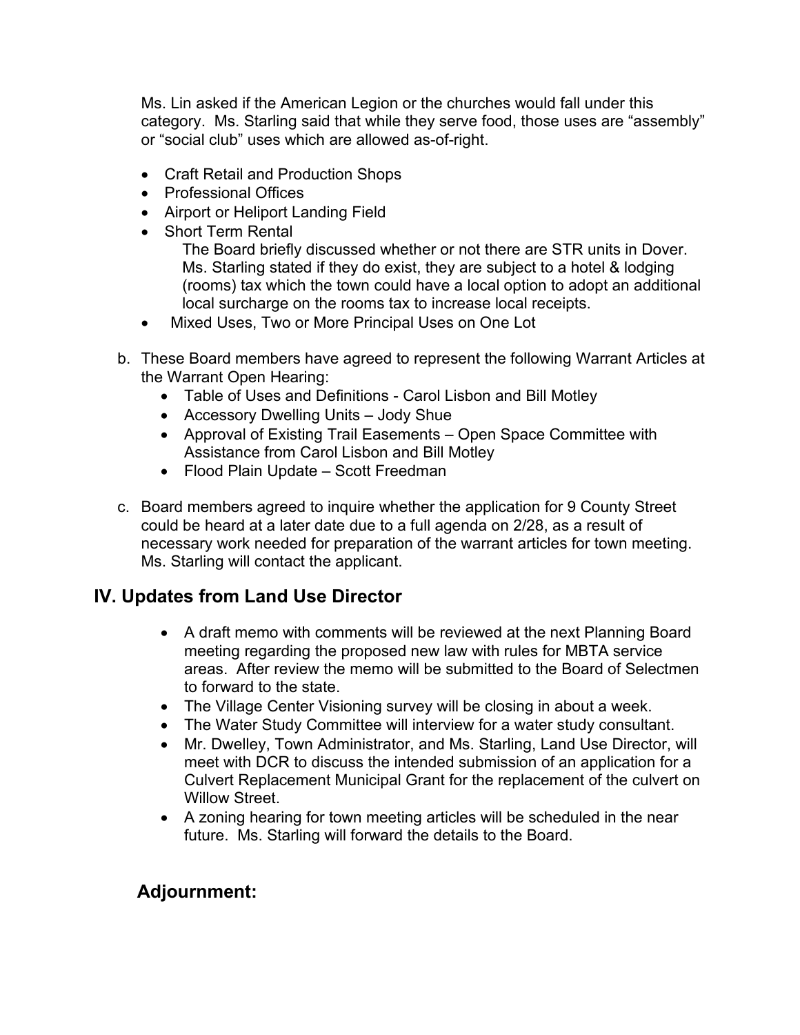Ms. Lin asked if the American Legion or the churches would fall under this category. Ms. Starling said that while they serve food, those uses are “assembly” or “social club” uses which are allowed as-of-right.

- Craft Retail and Production Shops
- Professional Offices
- Airport or Heliport Landing Field
- Short Term Rental
  The Board briefly discussed whether or not there are STR units in Dover. Ms. Starling stated if they do exist, they are subject to a hotel & lodging (rooms) tax which the town could have a local option to adopt an additional local surcharge on the rooms tax to increase local receipts.
- Mixed Uses, Two or More Principal Uses on One Lot

b. These Board members have agreed to represent the following Warrant Articles at the Warrant Open Hearing:
   - Table of Uses and Definitions - Carol Lisbon and Bill Motley
   - Accessory Dwelling Units – Jody Shue
   - Approval of Existing Trail Easements – Open Space Committee with Assistance from Carol Lisbon and Bill Motley
   - Flood Plain Update – Scott Freedman

c. Board members agreed to inquire whether the application for 9 County Street could be heard at a later date due to a full agenda on 2/28, as a result of necessary work needed for preparation of the warrant articles for town meeting. Ms. Starling will contact the applicant.

## IV. Updates from Land Use Director

- A draft memo with comments will be reviewed at the next Planning Board meeting regarding the proposed new law with rules for MBTA service areas. After review the memo will be submitted to the Board of Selectmen to forward to the state.
- The Village Center Visioning survey will be closing in about a week.
- The Water Study Committee will interview for a water study consultant.
- Mr. Dwelley, Town Administrator, and Ms. Starling, Land Use Director, will meet with DCR to discuss the intended submission of an application for a Culvert Replacement Municipal Grant for the replacement of the culvert on Willow Street.
- A zoning hearing for town meeting articles will be scheduled in the near future. Ms. Starling will forward the details to the Board.

## Adjournment: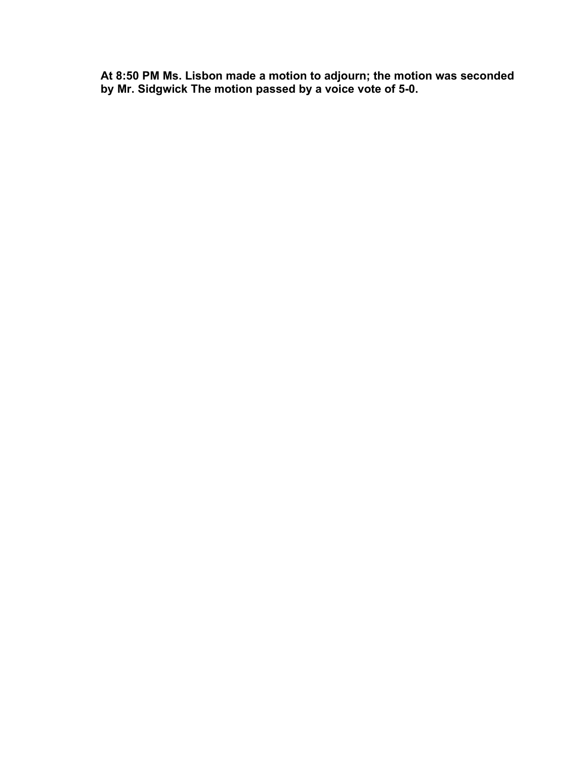**At 8:50 PM Ms. Lisbon made a motion to adjourn; the motion was seconded by Mr. Sidgwick The motion passed by a voice vote of 5-0.**